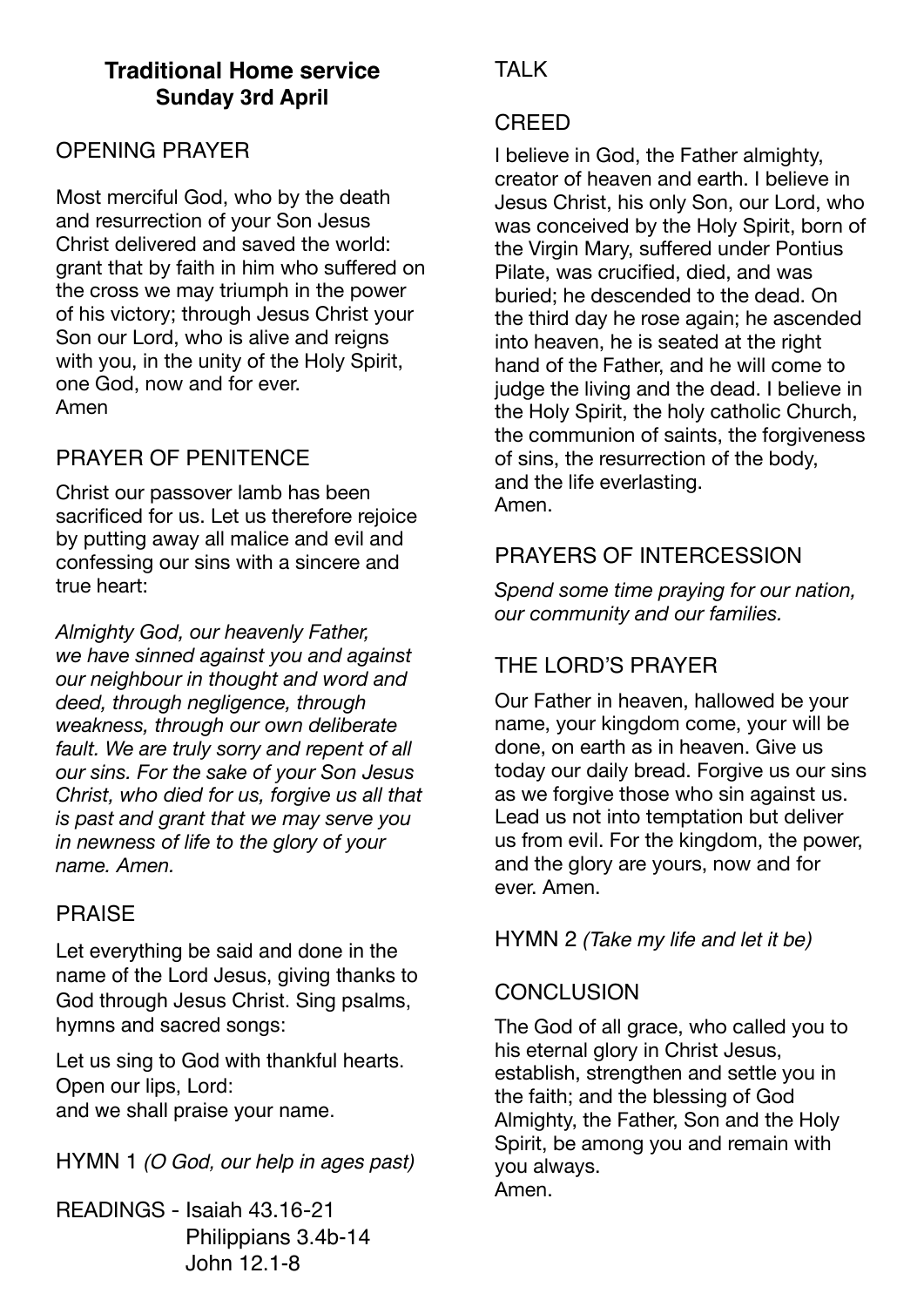## Traditional Home service
### Sunday 3rd April

### OPENING PRAYER

Most merciful God, who by the death and resurrection of your Son Jesus Christ delivered and saved the world: grant that by faith in him who suffered on the cross we may triumph in the power of his victory; through Jesus Christ your Son our Lord, who is alive and reigns with you, in the unity of the Holy Spirit, one God, now and for ever.
Amen

### PRAYER OF PENITENCE

Christ our passover lamb has been sacrificed for us. Let us therefore rejoice by putting away all malice and evil and confessing our sins with a sincere and true heart:

*Almighty God, our heavenly Father, we have sinned against you and against our neighbour in thought and word and deed, through negligence, through weakness, through our own deliberate fault. We are truly sorry and repent of all our sins. For the sake of your Son Jesus Christ, who died for us, forgive us all that is past and grant that we may serve you in newness of life to the glory of your name. Amen.*

### PRAISE

Let everything be said and done in the name of the Lord Jesus, giving thanks to God through Jesus Christ. Sing psalms, hymns and sacred songs:

Let us sing to God with thankful hearts.
Open our lips, Lord:
and we shall praise your name.

HYMN 1 *(O God, our help in ages past)*

READINGS - Isaiah 43.16-21
Philippians 3.4b-14
John 12.1-8

### TALK

### CREED

I believe in God, the Father almighty, creator of heaven and earth. I believe in Jesus Christ, his only Son, our Lord, who was conceived by the Holy Spirit, born of the Virgin Mary, suffered under Pontius Pilate, was crucified, died, and was buried; he descended to the dead. On the third day he rose again; he ascended into heaven, he is seated at the right hand of the Father, and he will come to judge the living and the dead. I believe in the Holy Spirit, the holy catholic Church, the communion of saints, the forgiveness of sins, the resurrection of the body, and the life everlasting.
Amen.

### PRAYERS OF INTERCESSION

*Spend some time praying for our nation, our community and our families.*

### THE LORD'S PRAYER

Our Father in heaven, hallowed be your name, your kingdom come, your will be done, on earth as in heaven. Give us today our daily bread. Forgive us our sins as we forgive those who sin against us. Lead us not into temptation but deliver us from evil. For the kingdom, the power, and the glory are yours, now and for ever. Amen.

HYMN 2 *(Take my life and let it be)*

### CONCLUSION

The God of all grace, who called you to his eternal glory in Christ Jesus, establish, strengthen and settle you in the faith; and the blessing of God Almighty, the Father, Son and the Holy Spirit, be among you and remain with you always.
Amen.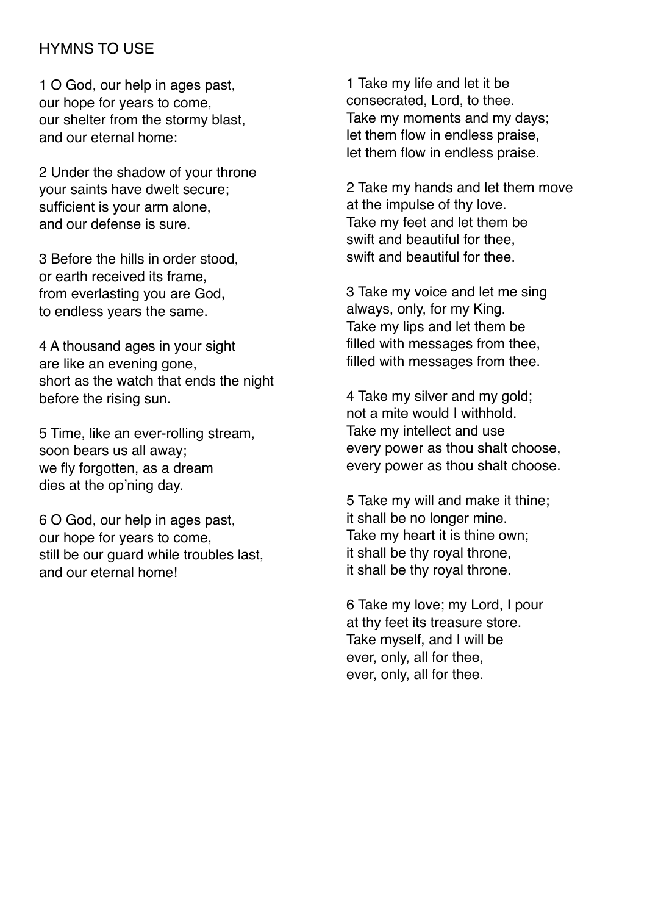## HYMNS TO USE

1 O God, our help in ages past,
our hope for years to come,
our shelter from the stormy blast,
and our eternal home:

2 Under the shadow of your throne
your saints have dwelt secure;
sufficient is your arm alone,
and our defense is sure.

3 Before the hills in order stood,
or earth received its frame,
from everlasting you are God,
to endless years the same.

4 A thousand ages in your sight
are like an evening gone,
short as the watch that ends the night
before the rising sun.

5 Time, like an ever-rolling stream,
soon bears us all away;
we fly forgotten, as a dream
dies at the op'ning day.

6 O God, our help in ages past,
our hope for years to come,
still be our guard while troubles last,
and our eternal home!

1 Take my life and let it be
consecrated, Lord, to thee.
Take my moments and my days;
let them flow in endless praise,
let them flow in endless praise.

2 Take my hands and let them move
at the impulse of thy love.
Take my feet and let them be
swift and beautiful for thee,
swift and beautiful for thee.

3 Take my voice and let me sing
always, only, for my King.
Take my lips and let them be
filled with messages from thee,
filled with messages from thee.

4 Take my silver and my gold;
not a mite would I withhold.
Take my intellect and use
every power as thou shalt choose,
every power as thou shalt choose.

5 Take my will and make it thine;
it shall be no longer mine.
Take my heart it is thine own;
it shall be thy royal throne,
it shall be thy royal throne.

6 Take my love; my Lord, I pour
at thy feet its treasure store.
Take myself, and I will be
ever, only, all for thee,
ever, only, all for thee.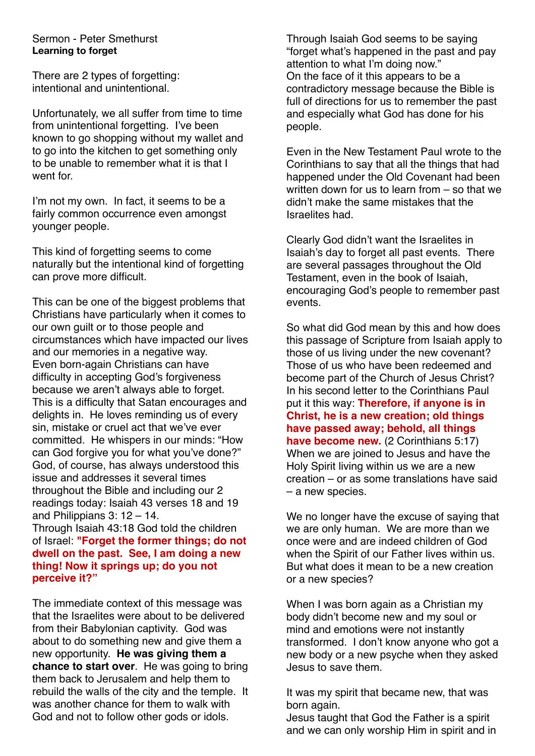Sermon - Peter Smethurst
**Learning to forget**

There are 2 types of forgetting: intentional and unintentional.

Unfortunately, we all suffer from time to time from unintentional forgetting. I've been known to go shopping without my wallet and to go into the kitchen to get something only to be unable to remember what it is that I went for.

I'm not my own. In fact, it seems to be a fairly common occurrence even amongst younger people.

This kind of forgetting seems to come naturally but the intentional kind of forgetting can prove more difficult.

This can be one of the biggest problems that Christians have particularly when it comes to our own guilt or to those people and circumstances which have impacted our lives and our memories in a negative way. Even born-again Christians can have difficulty in accepting God's forgiveness because we aren't always able to forget. This is a difficulty that Satan encourages and delights in. He loves reminding us of every sin, mistake or cruel act that we've ever committed. He whispers in our minds: "How can God forgive you for what you've done?" God, of course, has always understood this issue and addresses it several times throughout the Bible and including our 2 readings today: Isaiah 43 verses 18 and 19 and Philippians 3: 12 – 14.
Through Isaiah 43:18 God told the children of Israel: **"Forget the former things; do not dwell on the past. See, I am doing a new thing! Now it springs up; do you not perceive it?"**

The immediate context of this message was that the Israelites were about to be delivered from their Babylonian captivity. God was about to do something new and give them a new opportunity. **He was giving them a chance to start over**. He was going to bring them back to Jerusalem and help them to rebuild the walls of the city and the temple. It was another chance for them to walk with God and not to follow other gods or idols.

Through Isaiah God seems to be saying "forget what's happened in the past and pay attention to what I'm doing now."
On the face of it this appears to be a contradictory message because the Bible is full of directions for us to remember the past and especially what God has done for his people.

Even in the New Testament Paul wrote to the Corinthians to say that all the things that had happened under the Old Covenant had been written down for us to learn from – so that we didn't make the same mistakes that the Israelites had.

Clearly God didn't want the Israelites in Isaiah's day to forget all past events. There are several passages throughout the Old Testament, even in the book of Isaiah, encouraging God's people to remember past events.

So what did God mean by this and how does this passage of Scripture from Isaiah apply to those of us living under the new covenant? Those of us who have been redeemed and become part of the Church of Jesus Christ? In his second letter to the Corinthians Paul put it this way: **Therefore, if anyone is in Christ, he is a new creation; old things have passed away; behold, all things have become new.** (2 Corinthians 5:17)
When we are joined to Jesus and have the Holy Spirit living within us we are a new creation – or as some translations have said – a new species.

We no longer have the excuse of saying that we are only human. We are more than we once were and are indeed children of God when the Spirit of our Father lives within us. But what does it mean to be a new creation or a new species?

When I was born again as a Christian my body didn't become new and my soul or mind and emotions were not instantly transformed. I don't know anyone who got a new body or a new psyche when they asked Jesus to save them.

It was my spirit that became new, that was born again.
Jesus taught that God the Father is a spirit and we can only worship Him in spirit and in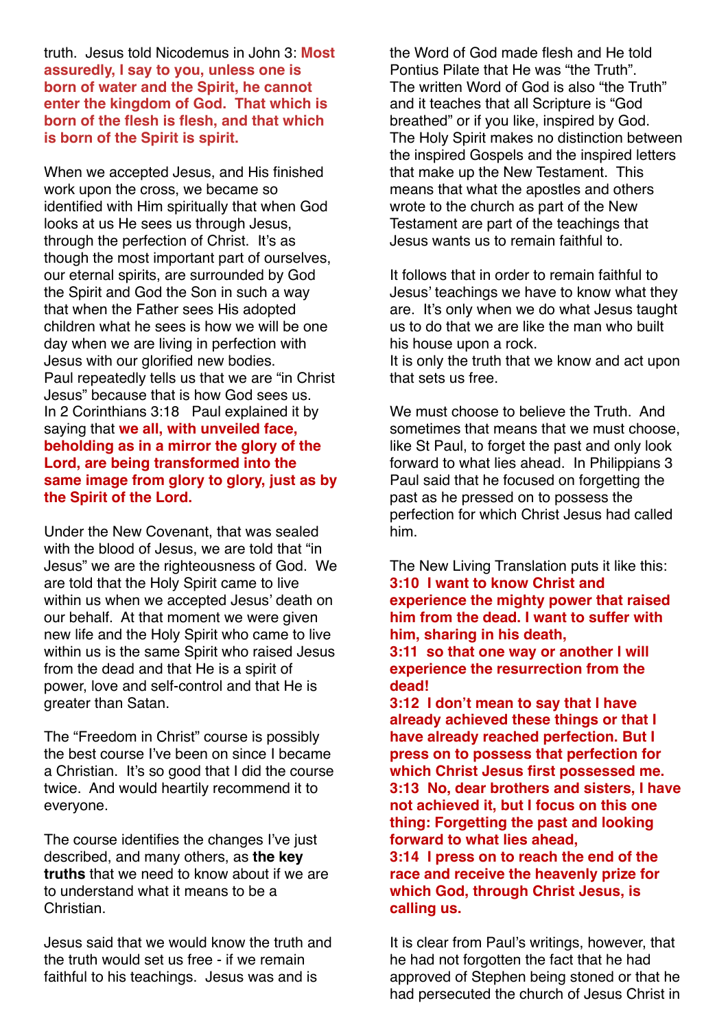truth. Jesus told Nicodemus in John 3: **Most assuredly, I say to you, unless one is born of water and the Spirit, he cannot enter the kingdom of God. That which is born of the flesh is flesh, and that which is born of the Spirit is spirit.**

When we accepted Jesus, and His finished work upon the cross, we became so identified with Him spiritually that when God looks at us He sees us through Jesus, through the perfection of Christ. It's as though the most important part of ourselves, our eternal spirits, are surrounded by God the Spirit and God the Son in such a way that when the Father sees His adopted children what he sees is how we will be one day when we are living in perfection with Jesus with our glorified new bodies.
Paul repeatedly tells us that we are "in Christ Jesus" because that is how God sees us. In 2 Corinthians 3:18 Paul explained it by saying that **we all, with unveiled face, beholding as in a mirror the glory of the Lord, are being transformed into the same image from glory to glory, just as by the Spirit of the Lord.**

Under the New Covenant, that was sealed with the blood of Jesus, we are told that "in Jesus" we are the righteousness of God. We are told that the Holy Spirit came to live within us when we accepted Jesus' death on our behalf. At that moment we were given new life and the Holy Spirit who came to live within us is the same Spirit who raised Jesus from the dead and that He is a spirit of power, love and self-control and that He is greater than Satan.

The "Freedom in Christ" course is possibly the best course I've been on since I became a Christian. It's so good that I did the course twice. And would heartily recommend it to everyone.

The course identifies the changes I've just described, and many others, as **the key truths** that we need to know about if we are to understand what it means to be a Christian.

Jesus said that we would know the truth and the truth would set us free - if we remain faithful to his teachings. Jesus was and is the Word of God made flesh and He told Pontius Pilate that He was "the Truth".
The written Word of God is also "the Truth" and it teaches that all Scripture is "God breathed" or if you like, inspired by God. The Holy Spirit makes no distinction between the inspired Gospels and the inspired letters that make up the New Testament. This means that what the apostles and others wrote to the church as part of the New Testament are part of the teachings that Jesus wants us to remain faithful to.

It follows that in order to remain faithful to Jesus' teachings we have to know what they are. It's only when we do what Jesus taught us to do that we are like the man who built his house upon a rock.
It is only the truth that we know and act upon that sets us free.

We must choose to believe the Truth. And sometimes that means that we must choose, like St Paul, to forget the past and only look forward to what lies ahead. In Philippians 3 Paul said that he focused on forgetting the past as he pressed on to possess the perfection for which Christ Jesus had called him.

The New Living Translation puts it like this:
**3:10 I want to know Christ and experience the mighty power that raised him from the dead. I want to suffer with him, sharing in his death,**
**3:11 so that one way or another I will experience the resurrection from the dead!**
**3:12 I don't mean to say that I have already achieved these things or that I have already reached perfection. But I press on to possess that perfection for which Christ Jesus first possessed me.**
**3:13 No, dear brothers and sisters, I have not achieved it, but I focus on this one thing: Forgetting the past and looking forward to what lies ahead,**
**3:14 I press on to reach the end of the race and receive the heavenly prize for which God, through Christ Jesus, is calling us.**

It is clear from Paul's writings, however, that he had not forgotten the fact that he had approved of Stephen being stoned or that he had persecuted the church of Jesus Christ in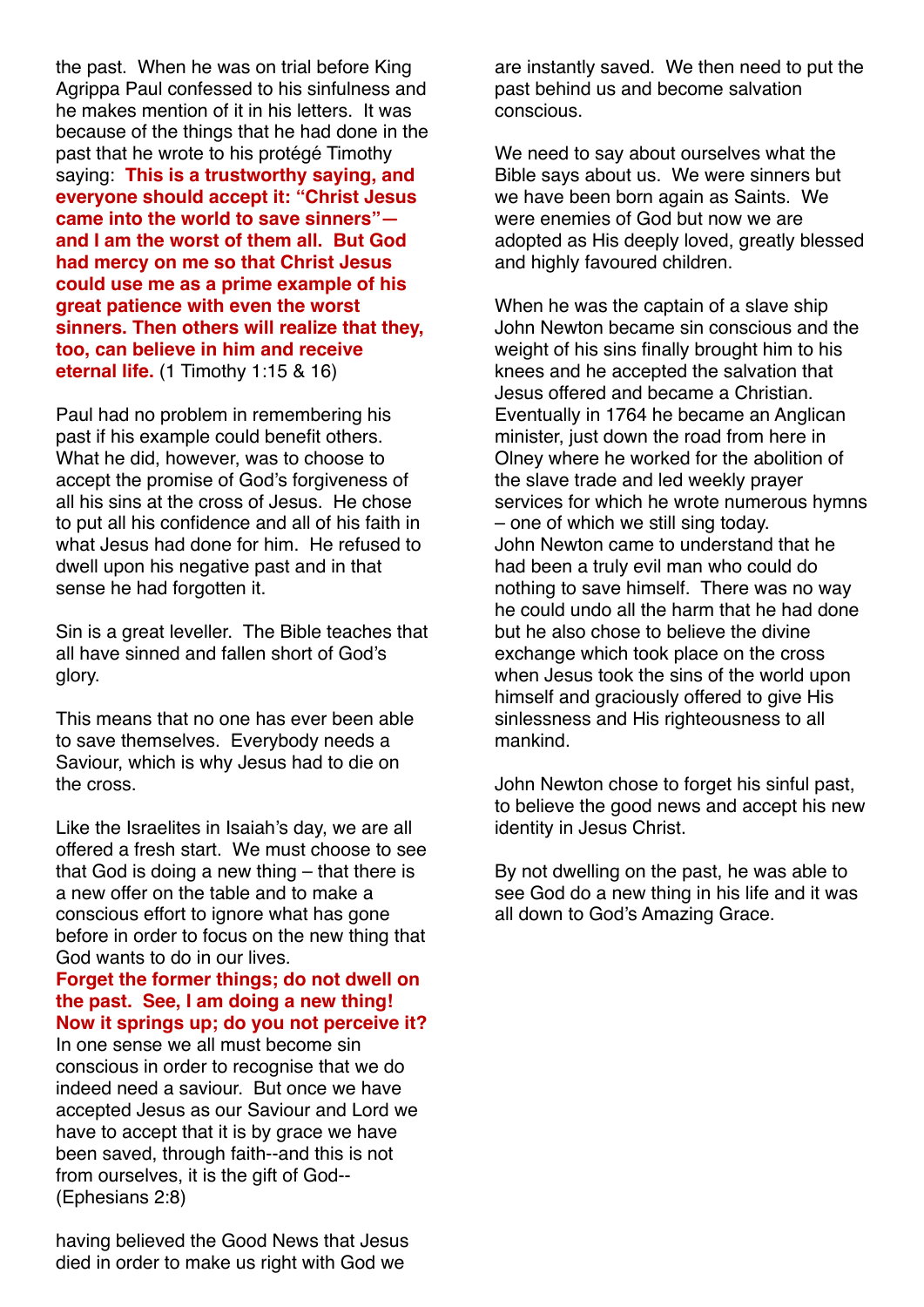the past. When he was on trial before King Agrippa Paul confessed to his sinfulness and he makes mention of it in his letters. It was because of the things that he had done in the past that he wrote to his protégé Timothy saying: **This is a trustworthy saying, and everyone should accept it: "Christ Jesus came into the world to save sinners"—and I am the worst of them all. But God had mercy on me so that Christ Jesus could use me as a prime example of his great patience with even the worst sinners. Then others will realize that they, too, can believe in him and receive eternal life.** (1 Timothy 1:15 & 16)

Paul had no problem in remembering his past if his example could benefit others. What he did, however, was to choose to accept the promise of God's forgiveness of all his sins at the cross of Jesus. He chose to put all his confidence and all of his faith in what Jesus had done for him. He refused to dwell upon his negative past and in that sense he had forgotten it.

Sin is a great leveller. The Bible teaches that all have sinned and fallen short of God's glory.

This means that no one has ever been able to save themselves. Everybody needs a Saviour, which is why Jesus had to die on the cross.

Like the Israelites in Isaiah's day, we are all offered a fresh start. We must choose to see that God is doing a new thing – that there is a new offer on the table and to make a conscious effort to ignore what has gone before in order to focus on the new thing that God wants to do in our lives.

**Forget the former things; do not dwell on the past. See, I am doing a new thing! Now it springs up; do you not perceive it?**

In one sense we all must become sin conscious in order to recognise that we do indeed need a saviour. But once we have accepted Jesus as our Saviour and Lord we have to accept that it is by grace we have been saved, through faith--and this is not from ourselves, it is the gift of God-- (Ephesians 2:8)

having believed the Good News that Jesus died in order to make us right with God we are instantly saved. We then need to put the past behind us and become salvation conscious.

We need to say about ourselves what the Bible says about us. We were sinners but we have been born again as Saints. We were enemies of God but now we are adopted as His deeply loved, greatly blessed and highly favoured children.

When he was the captain of a slave ship John Newton became sin conscious and the weight of his sins finally brought him to his knees and he accepted the salvation that Jesus offered and became a Christian. Eventually in 1764 he became an Anglican minister, just down the road from here in Olney where he worked for the abolition of the slave trade and led weekly prayer services for which he wrote numerous hymns – one of which we still sing today.

John Newton came to understand that he had been a truly evil man who could do nothing to save himself. There was no way he could undo all the harm that he had done but he also chose to believe the divine exchange which took place on the cross when Jesus took the sins of the world upon himself and graciously offered to give His sinlessness and His righteousness to all mankind.

John Newton chose to forget his sinful past, to believe the good news and accept his new identity in Jesus Christ.

By not dwelling on the past, he was able to see God do a new thing in his life and it was all down to God's Amazing Grace.